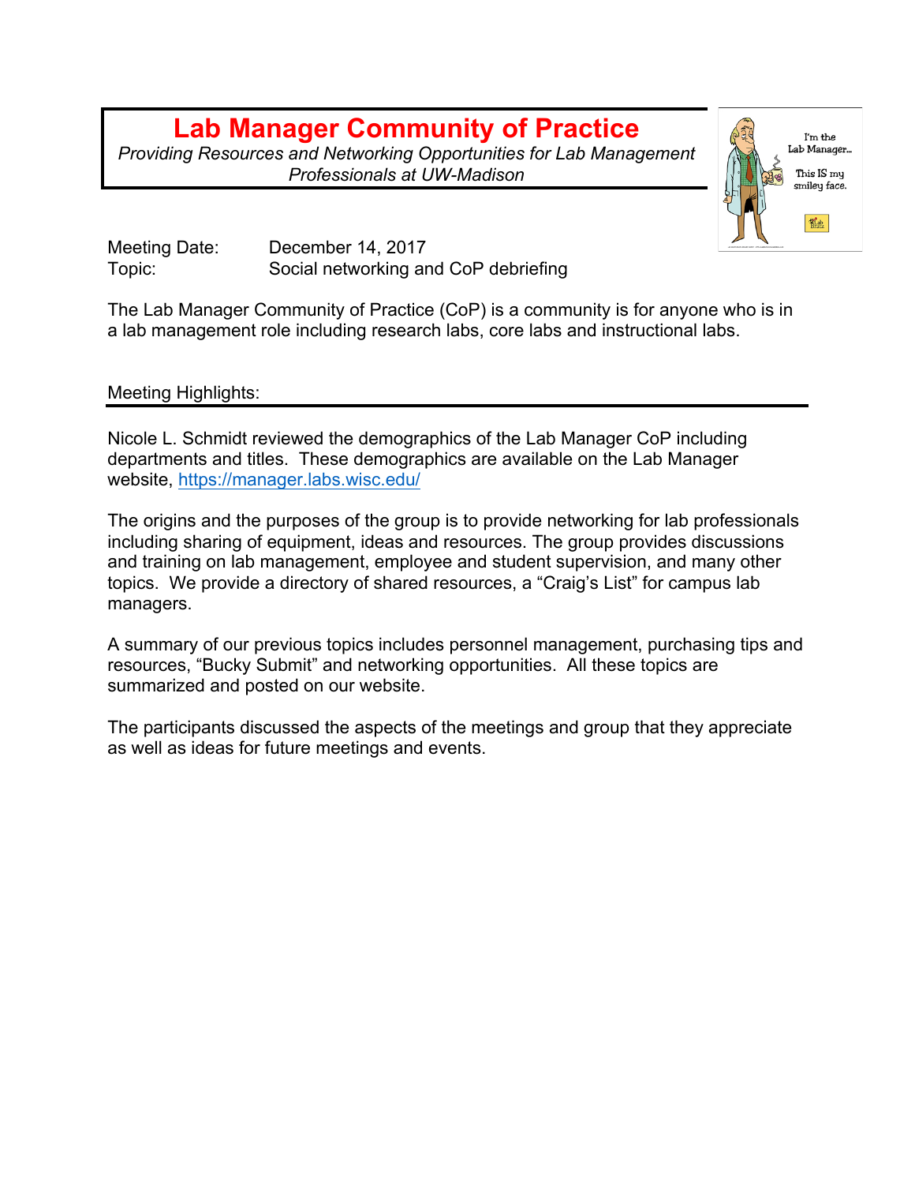# Lab Manager Community of Practice

*Providing Resources and Networking Opportunities for Lab Management Professionals at UW-Madison*

Meeting Date: December 14, 2017
Topic: Social networking and CoP debriefing

The Lab Manager Community of Practice (CoP) is a community is for anyone who is in a lab management role including research labs, core labs and instructional labs.

## Meeting Highlights:

Nicole L. Schmidt reviewed the demographics of the Lab Manager CoP including departments and titles. These demographics are available on the Lab Manager website, https://manager.labs.wisc.edu/

The origins and the purposes of the group is to provide networking for lab professionals including sharing of equipment, ideas and resources. The group provides discussions and training on lab management, employee and student supervision, and many other topics. We provide a directory of shared resources, a "Craig's List" for campus lab managers.

A summary of our previous topics includes personnel management, purchasing tips and resources, "Bucky Submit" and networking opportunities. All these topics are summarized and posted on our website.

The participants discussed the aspects of the meetings and group that they appreciate as well as ideas for future meetings and events.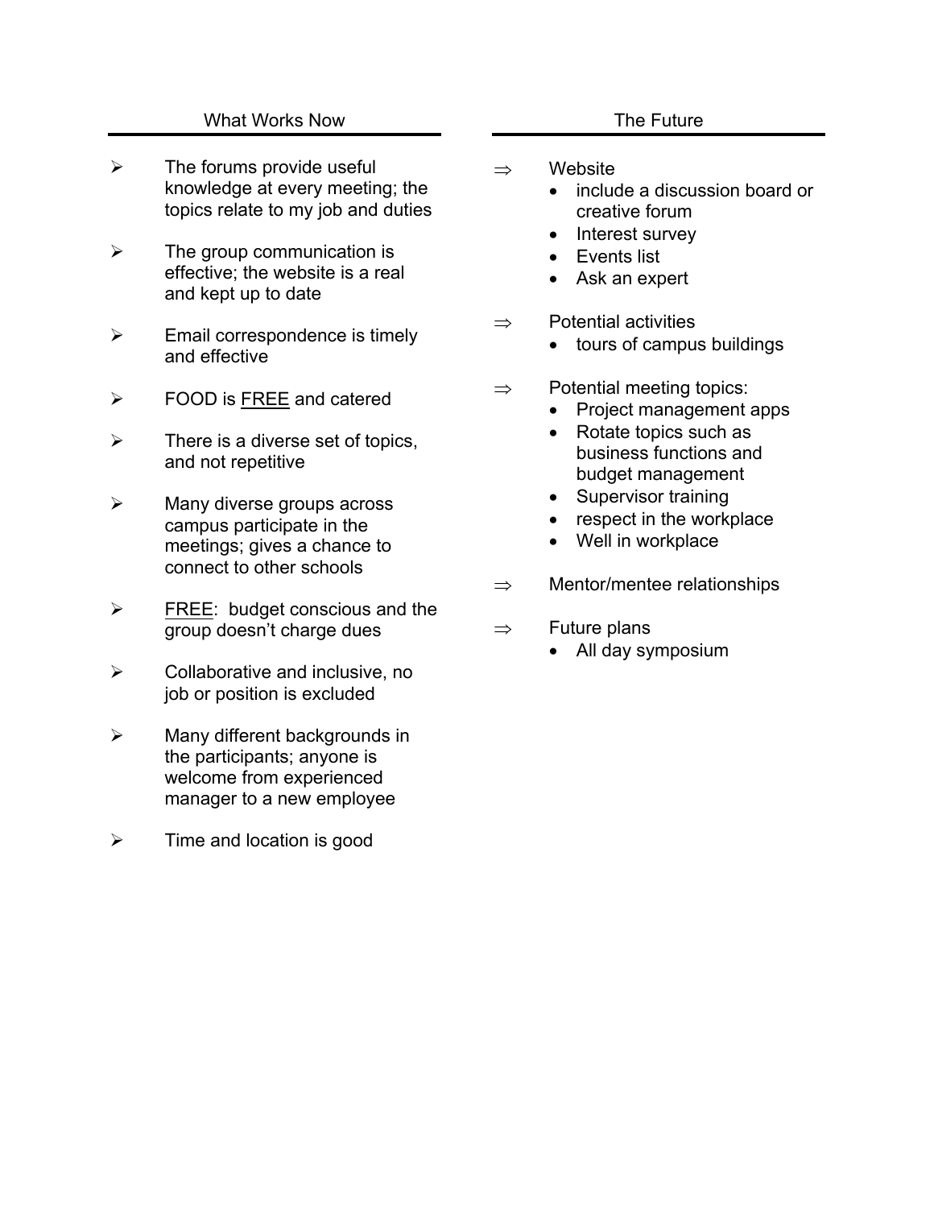## What Works Now

- The forums provide useful knowledge at every meeting; the topics relate to my job and duties
- The group communication is effective; the website is a real and kept up to date
- Email correspondence is timely and effective
- FOOD is <u>FREE</u> and catered
- There is a diverse set of topics, and not repetitive
- Many diverse groups across campus participate in the meetings; gives a chance to connect to other schools
- <u>FREE</u>: budget conscious and the group doesn't charge dues
- Collaborative and inclusive, no job or position is excluded
- Many different backgrounds in the participants; anyone is welcome from experienced manager to a new employee
- Time and location is good

## The Future

- Website
  - include a discussion board or creative forum
  - Interest survey
  - Events list
  - Ask an expert
- Potential activities
  - tours of campus buildings
- Potential meeting topics:
  - Project management apps
  - Rotate topics such as business functions and budget management
  - Supervisor training
  - respect in the workplace
  - Well in workplace
- Mentor/mentee relationships
- Future plans
  - All day symposium